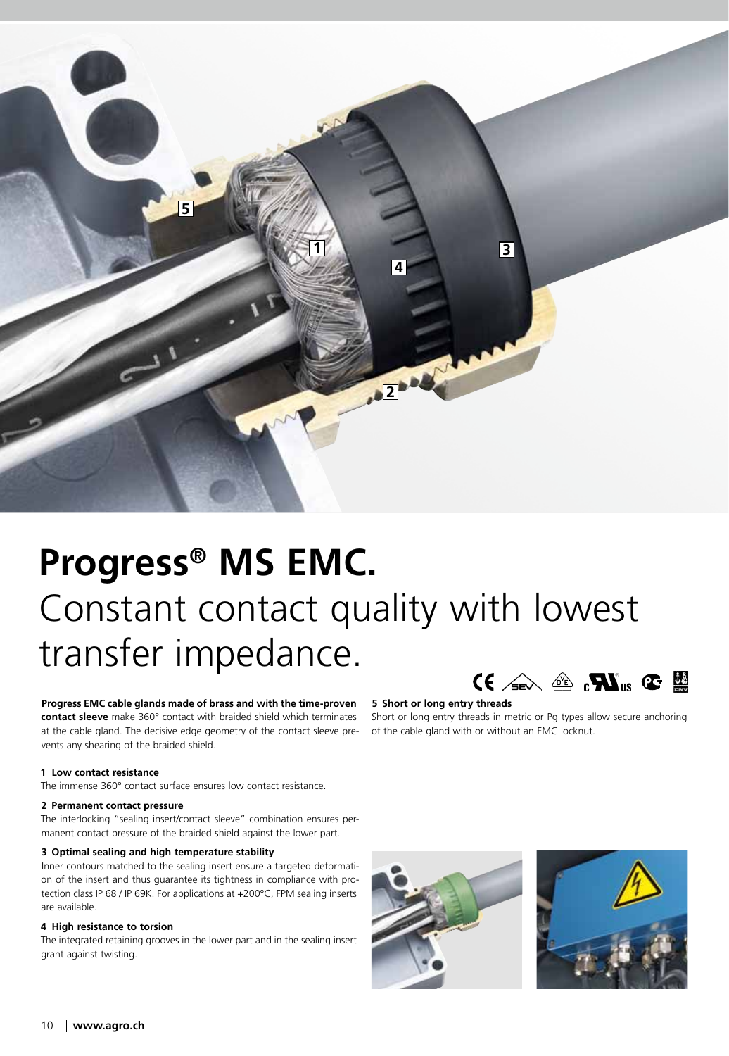# Progress® MS EMC.

## Constant contact quality with lowest transfer impedance.

**Progress EMC cable glands made of brass and with the time-proven contact sleeve** make 360° contact with braided shield which terminates at the cable gland. The decisive edge geometry of the contact sleeve prevents any shearing of the braided shield.

**1 Low contact resistance**

The immense 360° contact surface ensures low contact resistance.

**2 Permanent contact pressure**

The interlocking "sealing insert/contact sleeve" combination ensures permanent contact pressure of the braided shield against the lower part.

**3 Optimal sealing and high temperature stability**

Inner contours matched to the sealing insert ensure a targeted deformation of the insert and thus guarantee its tightness in compliance with protection class IP 68 / IP 69K. For applications at +200°C, FPM sealing inserts are available.

**4 High resistance to torsion**

The integrated retaining grooves in the lower part and in the sealing insert grant against twisting.

**5 Short or long entry threads**

Short or long entry threads in metric or Pg types allow secure anchoring of the cable gland with or without an EMC locknut.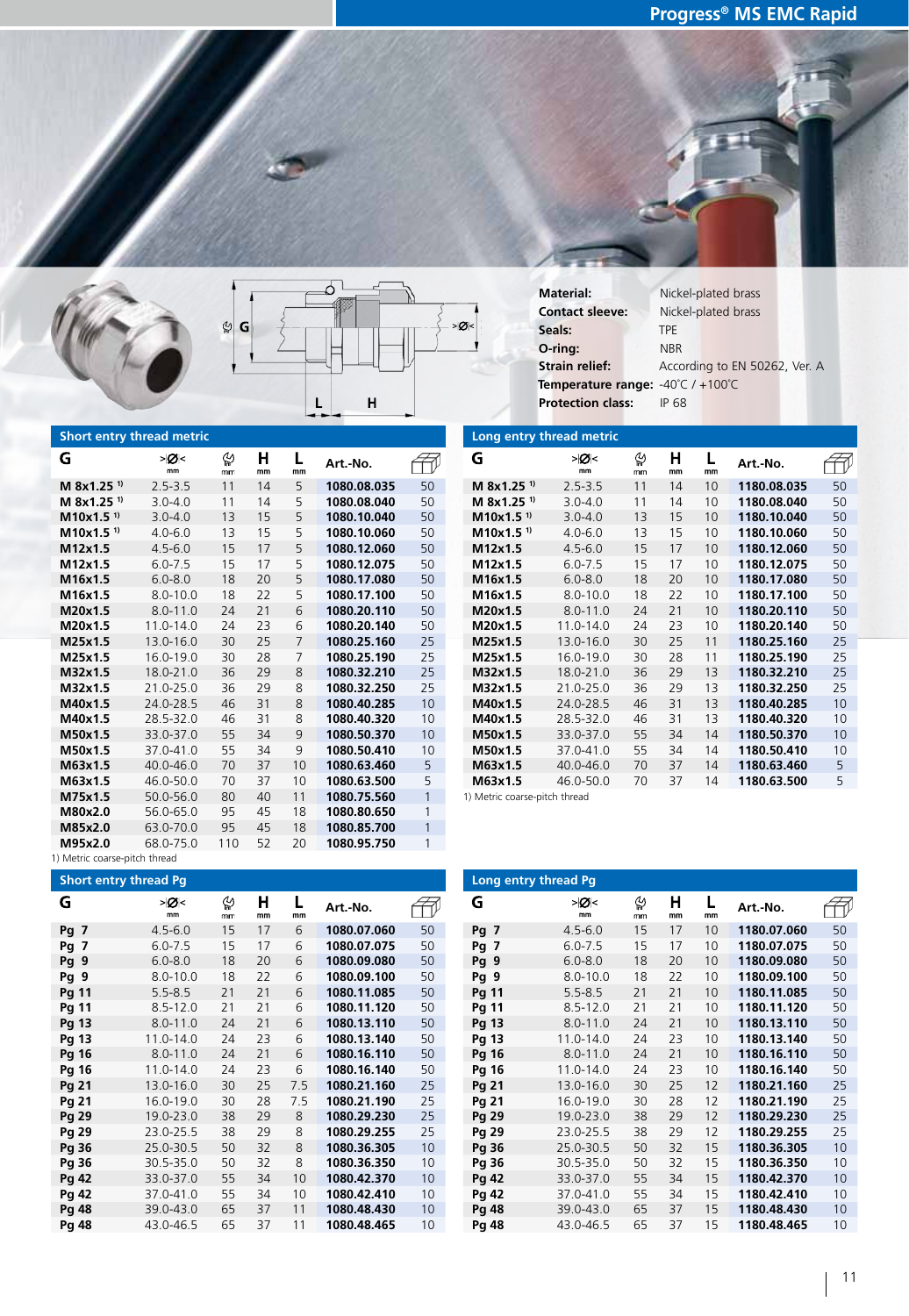# Progress® MS EMC Rapid

| | |
|---|---|
| **Material:** | Nickel-plated brass |
| **Contact sleeve:** | Nickel-plated brass |
| **Seals:** | TPE |
| **O-ring:** | NBR |
| **Strain relief:** | According to EN 50262, Ver. A |
| **Temperature range:** | -40°C / +100°C |
| **Protection class:** | IP 68 |

## Short entry thread metric

| G | >Ø< mm | SW mm | H mm | L mm | Art.-No. | Pack |
|---|---|---|---|---|---|---|
| **M 8x1.25** [1] | 2.5-3.5 | 11 | 14 | 5 | **1080.08.035** | 50 |
| **M 8x1.25** [1] | 3.0-4.0 | 11 | 14 | 5 | **1080.08.040** | 50 |
| **M10x1.5** [1] | 3.0-4.0 | 13 | 15 | 5 | **1080.10.040** | 50 |
| **M10x1.5** [1] | 4.0-6.0 | 13 | 15 | 5 | **1080.10.060** | 50 |
| **M12x1.5** | 4.5-6.0 | 15 | 17 | 5 | **1080.12.060** | 50 |
| **M12x1.5** | 6.0-7.5 | 15 | 17 | 5 | **1080.12.075** | 50 |
| **M16x1.5** | 6.0-8.0 | 18 | 20 | 5 | **1080.17.080** | 50 |
| **M16x1.5** | 8.0-10.0 | 18 | 22 | 5 | **1080.17.100** | 50 |
| **M20x1.5** | 8.0-11.0 | 24 | 21 | 6 | **1080.20.110** | 50 |
| **M20x1.5** | 11.0-14.0 | 24 | 23 | 6 | **1080.20.140** | 50 |
| **M25x1.5** | 13.0-16.0 | 30 | 25 | 7 | **1080.25.160** | 25 |
| **M25x1.5** | 16.0-19.0 | 30 | 28 | 7 | **1080.25.190** | 25 |
| **M32x1.5** | 18.0-21.0 | 36 | 29 | 8 | **1080.32.210** | 25 |
| **M32x1.5** | 21.0-25.0 | 36 | 29 | 8 | **1080.32.250** | 25 |
| **M40x1.5** | 24.0-28.5 | 46 | 31 | 8 | **1080.40.285** | 10 |
| **M40x1.5** | 28.5-32.0 | 46 | 31 | 8 | **1080.40.320** | 10 |
| **M50x1.5** | 33.0-37.0 | 55 | 34 | 9 | **1080.50.370** | 10 |
| **M50x1.5** | 37.0-41.0 | 55 | 34 | 9 | **1080.50.410** | 10 |
| **M63x1.5** | 40.0-46.0 | 70 | 37 | 10 | **1080.63.460** | 5 |
| **M63x1.5** | 46.0-50.0 | 70 | 37 | 10 | **1080.63.500** | 5 |
| **M75x1.5** | 50.0-56.0 | 80 | 40 | 11 | **1080.75.560** | 1 |
| **M80x2.0** | 56.0-65.0 | 95 | 45 | 18 | **1080.80.650** | 1 |
| **M85x2.0** | 63.0-70.0 | 95 | 45 | 18 | **1080.85.700** | 1 |
| **M95x2.0** | 68.0-75.0 | 110 | 52 | 20 | **1080.95.750** | 1 |

1) Metric coarse-pitch thread

## Long entry thread metric

| G | >Ø< mm | SW mm | H mm | L mm | Art.-No. | Pack |
|---|---|---|---|---|---|---|
| **M 8x1.25** [1] | 2.5-3.5 | 11 | 14 | 10 | **1180.08.035** | 50 |
| **M 8x1.25** [1] | 3.0-4.0 | 11 | 14 | 10 | **1180.08.040** | 50 |
| **M10x1.5** [1] | 3.0-4.0 | 13 | 15 | 10 | **1180.10.040** | 50 |
| **M10x1.5** [1] | 4.0-6.0 | 13 | 15 | 10 | **1180.10.060** | 50 |
| **M12x1.5** | 4.5-6.0 | 15 | 17 | 10 | **1180.12.060** | 50 |
| **M12x1.5** | 6.0-7.5 | 15 | 17 | 10 | **1180.12.075** | 50 |
| **M16x1.5** | 6.0-8.0 | 18 | 20 | 10 | **1180.17.080** | 50 |
| **M16x1.5** | 8.0-10.0 | 18 | 22 | 10 | **1180.17.100** | 50 |
| **M20x1.5** | 8.0-11.0 | 24 | 21 | 10 | **1180.20.110** | 50 |
| **M20x1.5** | 11.0-14.0 | 24 | 23 | 10 | **1180.20.140** | 50 |
| **M25x1.5** | 13.0-16.0 | 30 | 25 | 11 | **1180.25.160** | 25 |
| **M25x1.5** | 16.0-19.0 | 30 | 28 | 11 | **1180.25.190** | 25 |
| **M32x1.5** | 18.0-21.0 | 36 | 29 | 13 | **1180.32.210** | 25 |
| **M32x1.5** | 21.0-25.0 | 36 | 29 | 13 | **1180.32.250** | 25 |
| **M40x1.5** | 24.0-28.5 | 46 | 31 | 13 | **1180.40.285** | 10 |
| **M40x1.5** | 28.5-32.0 | 46 | 31 | 13 | **1180.40.320** | 10 |
| **M50x1.5** | 33.0-37.0 | 55 | 34 | 14 | **1180.50.370** | 10 |
| **M50x1.5** | 37.0-41.0 | 55 | 34 | 14 | **1180.50.410** | 10 |
| **M63x1.5** | 40.0-46.0 | 70 | 37 | 14 | **1180.63.460** | 5 |
| **M63x1.5** | 46.0-50.0 | 70 | 37 | 14 | **1180.63.500** | 5 |

1) Metric coarse-pitch thread

## Short entry thread Pg

| G | >Ø< mm | SW mm | H mm | L mm | Art.-No. | Pack |
|---|---|---|---|---|---|---|
| **Pg 7** | 4.5-6.0 | 15 | 17 | 6 | **1080.07.060** | 50 |
| **Pg 7** | 6.0-7.5 | 15 | 17 | 6 | **1080.07.075** | 50 |
| **Pg 9** | 6.0-8.0 | 18 | 20 | 6 | **1080.09.080** | 50 |
| **Pg 9** | 8.0-10.0 | 18 | 22 | 6 | **1080.09.100** | 50 |
| **Pg 11** | 5.5-8.5 | 21 | 21 | 6 | **1080.11.085** | 50 |
| **Pg 11** | 8.5-12.0 | 21 | 21 | 6 | **1080.11.120** | 50 |
| **Pg 13** | 8.0-11.0 | 24 | 21 | 6 | **1080.13.110** | 50 |
| **Pg 13** | 11.0-14.0 | 24 | 23 | 6 | **1080.13.140** | 50 |
| **Pg 16** | 8.0-11.0 | 24 | 21 | 6 | **1080.16.110** | 50 |
| **Pg 16** | 11.0-14.0 | 24 | 23 | 6 | **1080.16.140** | 50 |
| **Pg 21** | 13.0-16.0 | 30 | 25 | 7.5 | **1080.21.160** | 25 |
| **Pg 21** | 16.0-19.0 | 30 | 28 | 7.5 | **1080.21.190** | 25 |
| **Pg 29** | 19.0-23.0 | 38 | 29 | 8 | **1080.29.230** | 25 |
| **Pg 29** | 23.0-25.5 | 38 | 29 | 8 | **1080.29.255** | 25 |
| **Pg 36** | 25.0-30.5 | 50 | 32 | 8 | **1080.36.305** | 10 |
| **Pg 36** | 30.5-35.0 | 50 | 32 | 8 | **1080.36.350** | 10 |
| **Pg 42** | 33.0-37.0 | 55 | 34 | 10 | **1080.42.370** | 10 |
| **Pg 42** | 37.0-41.0 | 55 | 34 | 10 | **1080.42.410** | 10 |
| **Pg 48** | 39.0-43.0 | 65 | 37 | 11 | **1080.48.430** | 10 |
| **Pg 48** | 43.0-46.5 | 65 | 37 | 11 | **1080.48.465** | 10 |

## Long entry thread Pg

| G | >Ø< mm | SW mm | H mm | L mm | Art.-No. | Pack |
|---|---|---|---|---|---|---|
| **Pg 7** | 4.5-6.0 | 15 | 17 | 10 | **1180.07.060** | 50 |
| **Pg 7** | 6.0-7.5 | 15 | 17 | 10 | **1180.07.075** | 50 |
| **Pg 9** | 6.0-8.0 | 18 | 20 | 10 | **1180.09.080** | 50 |
| **Pg 9** | 8.0-10.0 | 18 | 22 | 10 | **1180.09.100** | 50 |
| **Pg 11** | 5.5-8.5 | 21 | 21 | 10 | **1180.11.085** | 50 |
| **Pg 11** | 8.5-12.0 | 21 | 21 | 10 | **1180.11.120** | 50 |
| **Pg 13** | 8.0-11.0 | 24 | 21 | 10 | **1180.13.110** | 50 |
| **Pg 13** | 11.0-14.0 | 24 | 23 | 10 | **1180.13.140** | 50 |
| **Pg 16** | 8.0-11.0 | 24 | 21 | 10 | **1180.16.110** | 50 |
| **Pg 16** | 11.0-14.0 | 24 | 23 | 10 | **1180.16.140** | 50 |
| **Pg 21** | 13.0-16.0 | 30 | 25 | 12 | **1180.21.160** | 25 |
| **Pg 21** | 16.0-19.0 | 30 | 28 | 12 | **1180.21.190** | 25 |
| **Pg 29** | 19.0-23.0 | 38 | 29 | 12 | **1180.29.230** | 25 |
| **Pg 29** | 23.0-25.5 | 38 | 29 | 12 | **1180.29.255** | 25 |
| **Pg 36** | 25.0-30.5 | 50 | 32 | 15 | **1180.36.305** | 10 |
| **Pg 36** | 30.5-35.0 | 50 | 32 | 15 | **1180.36.350** | 10 |
| **Pg 42** | 33.0-37.0 | 55 | 34 | 15 | **1180.42.370** | 10 |
| **Pg 42** | 37.0-41.0 | 55 | 34 | 15 | **1180.42.410** | 10 |
| **Pg 48** | 39.0-43.0 | 65 | 37 | 15 | **1180.48.430** | 10 |
| **Pg 48** | 43.0-46.5 | 65 | 37 | 15 | **1180.48.465** | 10 |